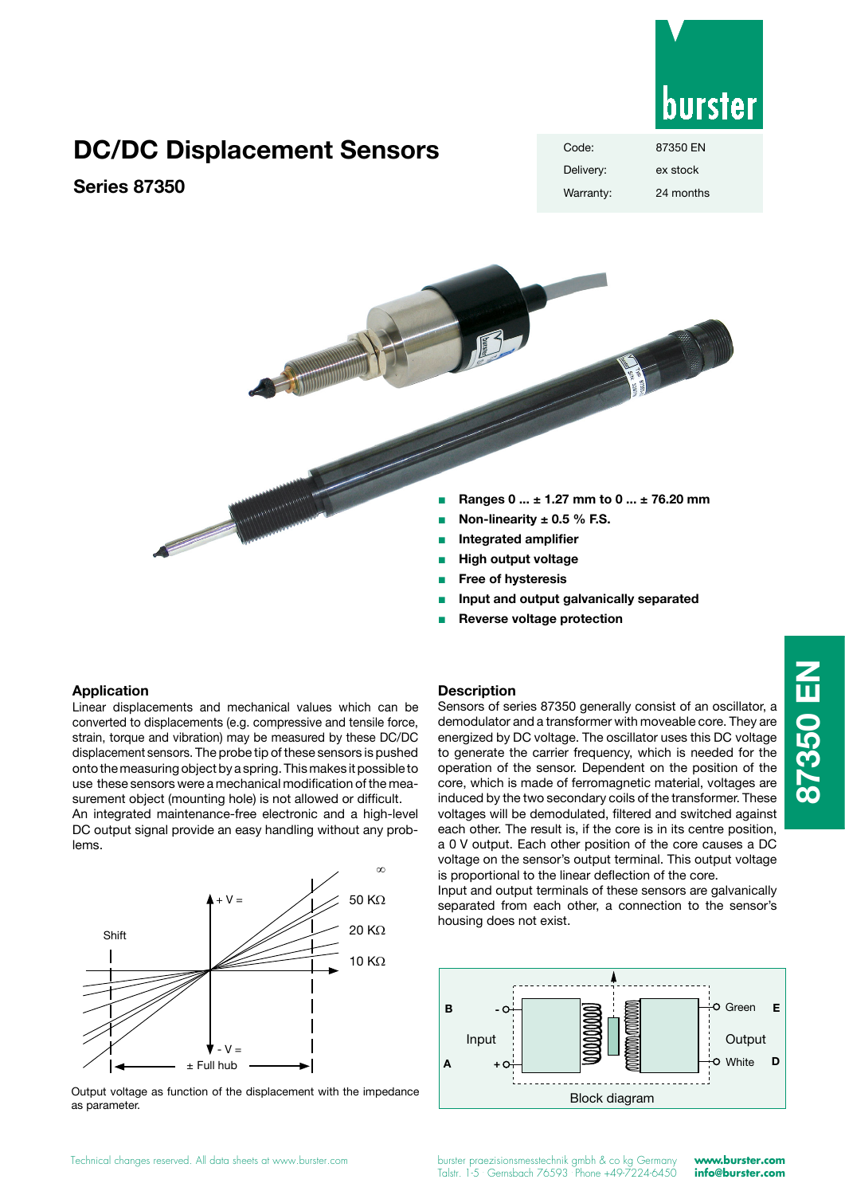# DC/DC Displacement Sensors

## Series 87350

| Code: | 87350 EN |
|---|---|
| Delivery: | ex stock |
| Warranty: | 24 months |

- **Ranges 0 ... ± 1.27 mm to 0 ... ± 76.20 mm**
- **Non-linearity ± 0.5 % F.S.**
- **Integrated amplifier**
- **High output voltage**
- **Free of hysteresis**
- **Input and output galvanically separated**
- **Reverse voltage protection**

### Application

Linear displacements and mechanical values which can be converted to displacements (e.g. compressive and tensile force, strain, torque and vibration) may be measured by these DC/DC displacement sensors. The probe tip of these sensors is pushed onto the measuring object by a spring. This makes it possible to use these sensors were a mechanical modification of the measurement object (mounting hole) is not allowed or difficult.
An integrated maintenance-free electronic and a high-level DC output signal provide an easy handling without any problems.

Output voltage as function of the displacement with the impedance as parameter.

### Description

Sensors of series 87350 generally consist of an oscillator, a demodulator and a transformer with moveable core. They are energized by DC voltage. The oscillator uses this DC voltage to generate the carrier frequency, which is needed for the operation of the sensor. Dependent on the position of the core, which is made of ferromagnetic material, voltages are induced by the two secondary coils of the transformer. These voltages will be demodulated, filtered and switched against each other. The result is, if the core is in its centre position, a 0 V output. Each other position of the core causes a DC voltage on the sensor's output terminal. This output voltage is proportional to the linear deflection of the core.
Input and output terminals of these sensors are galvanically separated from each other, a connection to the sensor's housing does not exist.

Block diagram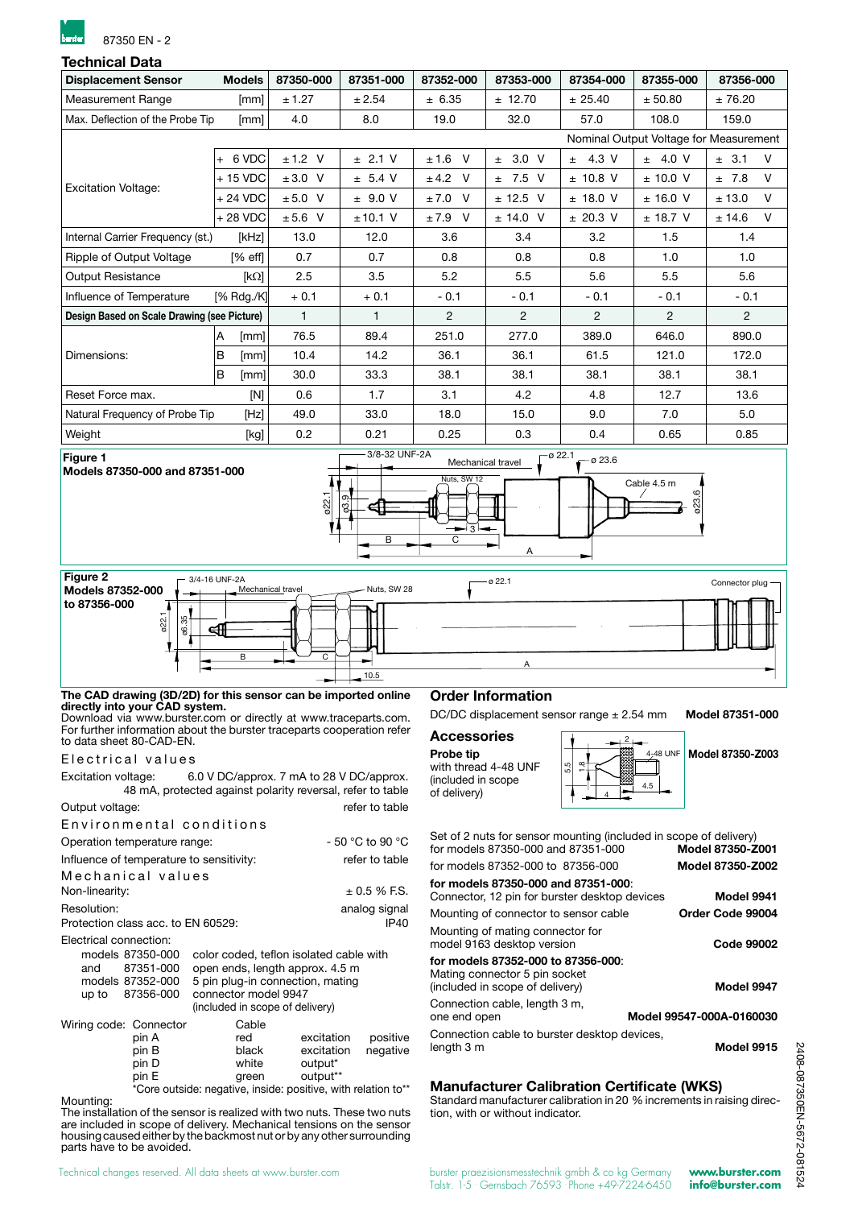## Technical Data

| Displacement Sensor | Models | 87350-000 | 87351-000 | 87352-000 | 87353-000 | 87354-000 | 87355-000 | 87356-000 |
|---|---|---|---|---|---|---|---|---|
| Measurement Range | [mm] | ± 1.27 | ± 2.54 | ± 6.35 | ± 12.70 | ± 25.40 | ± 50.80 | ± 76.20 |
| Max. Deflection of the Probe Tip | [mm] | 4.0 | 8.0 | 19.0 | 32.0 | 57.0 | 108.0 | 159.0 |
| | | Nominal Output Voltage for Measurement | | | | | | |
| Excitation Voltage: | + 6 VDC | ± 1.2 V | ± 2.1 V | ± 1.6 V | ± 3.0 V | ± 4.3 V | ± 4.0 V | ± 3.1 V |
| | + 15 VDC | ± 3.0 V | ± 5.4 V | ± 4.2 V | ± 7.5 V | ± 10.8 V | ± 10.0 V | ± 7.8 V |
| | + 24 VDC | ± 5.0 V | ± 9.0 V | ± 7.0 V | ± 12.5 V | ± 18.0 V | ± 16.0 V | ± 13.0 V |
| | + 28 VDC | ± 5.6 V | ± 10.1 V | ± 7.9 V | ± 14.0 V | ± 20.3 V | ± 18.7 V | ± 14.6 V |
| Internal Carrier Frequency (st.) | [kHz] | 13.0 | 12.0 | 3.6 | 3.4 | 3.2 | 1.5 | 1.4 |
| Ripple of Output Voltage | [% eff] | 0.7 | 0.7 | 0.8 | 0.8 | 0.8 | 1.0 | 1.0 |
| Output Resistance | [kΩ] | 2.5 | 3.5 | 5.2 | 5.5 | 5.6 | 5.5 | 5.6 |
| Influence of Temperature | [% Rdg./K] | + 0.1 | + 0.1 | - 0.1 | - 0.1 | - 0.1 | - 0.1 | - 0.1 |
| **Design Based on Scale Drawing (see Picture)** | | 1 | 1 | 2 | 2 | 2 | 2 | 2 |
| Dimensions: | A [mm] | 76.5 | 89.4 | 251.0 | 277.0 | 389.0 | 646.0 | 890.0 |
| | B [mm] | 10.4 | 14.2 | 36.1 | 36.1 | 61.5 | 121.0 | 172.0 |
| | B [mm] | 30.0 | 33.3 | 38.1 | 38.1 | 38.1 | 38.1 | 38.1 |
| Reset Force max. | [N] | 0.6 | 1.7 | 3.1 | 4.2 | 4.8 | 12.7 | 13.6 |
| Natural Frequency of Probe Tip | [Hz] | 49.0 | 33.0 | 18.0 | 15.0 | 9.0 | 7.0 | 5.0 |
| Weight | [kg] | 0.2 | 0.21 | 0.25 | 0.3 | 0.4 | 0.65 | 0.85 |

**Figure 1**
**Models 87350-000 and 87351-000**

3/8-32 UNF-2A
Mechanical travel
ø 22.1
ø 23.6
Nuts, SW 12
Cable 4.5 m
ø22.1
ø3.9
3
B
C
A
ø23.6

**Figure 2**
**Models 87352-000 to 87356-000**

3/4-16 UNF-2A
Mechanical travel
Nuts, SW 28
ø 22.1
Connector plug
ø22.1
ø6.35
B
C
10.5
A

**The CAD drawing (3D/2D) for this sensor can be imported online directly into your CAD system.**
Download via www.burster.com or directly at www.traceparts.com. For further information about the burster traceparts cooperation refer to data sheet 80-CAD-EN.

### Electrical values

Excitation voltage: 6.0 V DC/approx. 7 mA to 28 V DC/approx. 48 mA, protected against polarity reversal, refer to table

Output voltage: refer to table

### Environmental conditions

Operation temperature range: - 50 °C to 90 °C

Influence of temperature to sensitivity: refer to table

### Mechanical values

Non-linearity: ± 0.5 % F.S.

Resolution: analog signal

Protection class acc. to EN 60529: IP40

Electrical connection:
- models 87350-000 and 87351-000: color coded, teflon isolated cable with open ends, length approx. 4.5 m
- models 87352-000 up to 87356-000: 5 pin plug-in connection, mating connector model 9947 (included in scope of delivery)

Wiring code:

| Connector | Cable | | |
|---|---|---|---|
| pin A | red | excitation | positive |
| pin B | black | excitation | negative |
| pin D | white | output* | |
| pin E | green | output** | |

*Core outside: negative, inside: positive, with relation to**

Mounting:
The installation of the sensor is realized with two nuts. These two nuts are included in scope of delivery. Mechanical tensions on the sensor housing caused either by the backmost nut or by any other surrounding parts have to be avoided.

## Order Information

DC/DC displacement sensor range ± 2.54 mm **Model 87351-000**

## Accessories

**Probe tip**
with thread 4-48 UNF (included in scope of delivery) **Model 87350-Z003**

(Drawing labels: 2, 4-48 UNF, 5.5, 1.8, 4.5, 4)

Set of 2 nuts for sensor mounting (included in scope of delivery)
for models 87350-000 and 87351-000 **Model 87350-Z001**

for models 87352-000 to 87356-000 **Model 87350-Z002**

**for models 87350-000 and 87351-000:**
Connector, 12 pin for burster desktop devices **Model 9941**

Mounting of connector to sensor cable **Order Code 99004**

Mounting of mating connector for model 9163 desktop version **Code 99002**

**for models 87352-000 to 87356-000:**
Mating connector 5 pin socket (included in scope of delivery) **Model 9947**

Connection cable, length 3 m, one end open **Model 99547-000A-0160030**

Connection cable to burster desktop devices, length 3 m **Model 9915**

## Manufacturer Calibration Certificate (WKS)

Standard manufacturer calibration in 20 % increments in raising direction, with or without indicator.